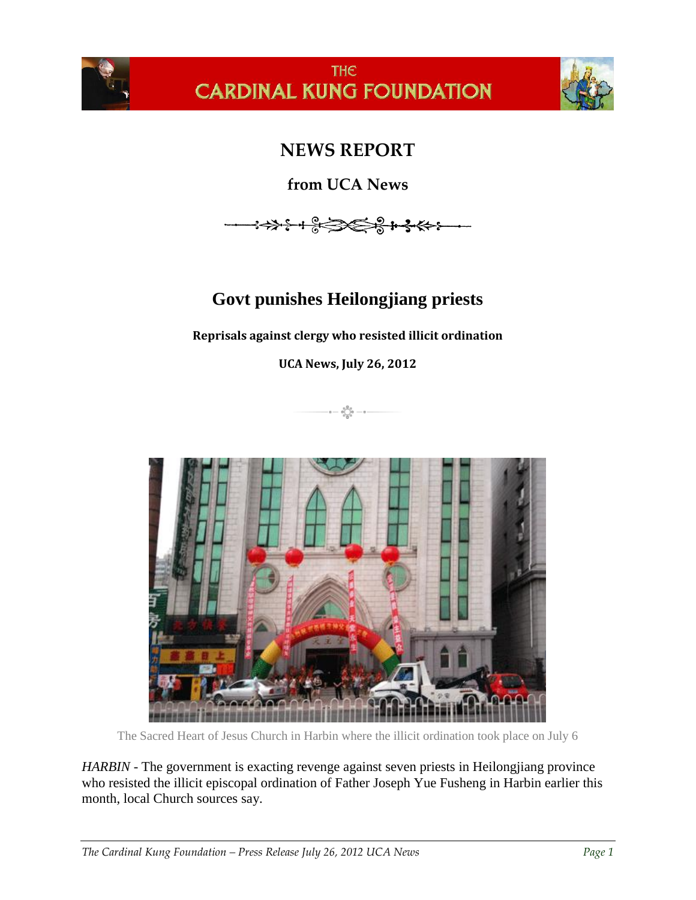THE CARDINAL KUNG FOUNDATION

# NEWS REPORT

## from UCA News

# Govt punishes Heilongjiang priests

**Reprisals against clergy who resisted illicit ordination**

**UCA News, July 26, 2012**

The Sacred Heart of Jesus Church in Harbin where the illicit ordination took place on July 6

*HARBIN* - The government is exacting revenge against seven priests in Heilongjiang province who resisted the illicit episcopal ordination of Father Joseph Yue Fusheng in Harbin earlier this month, local Church sources say.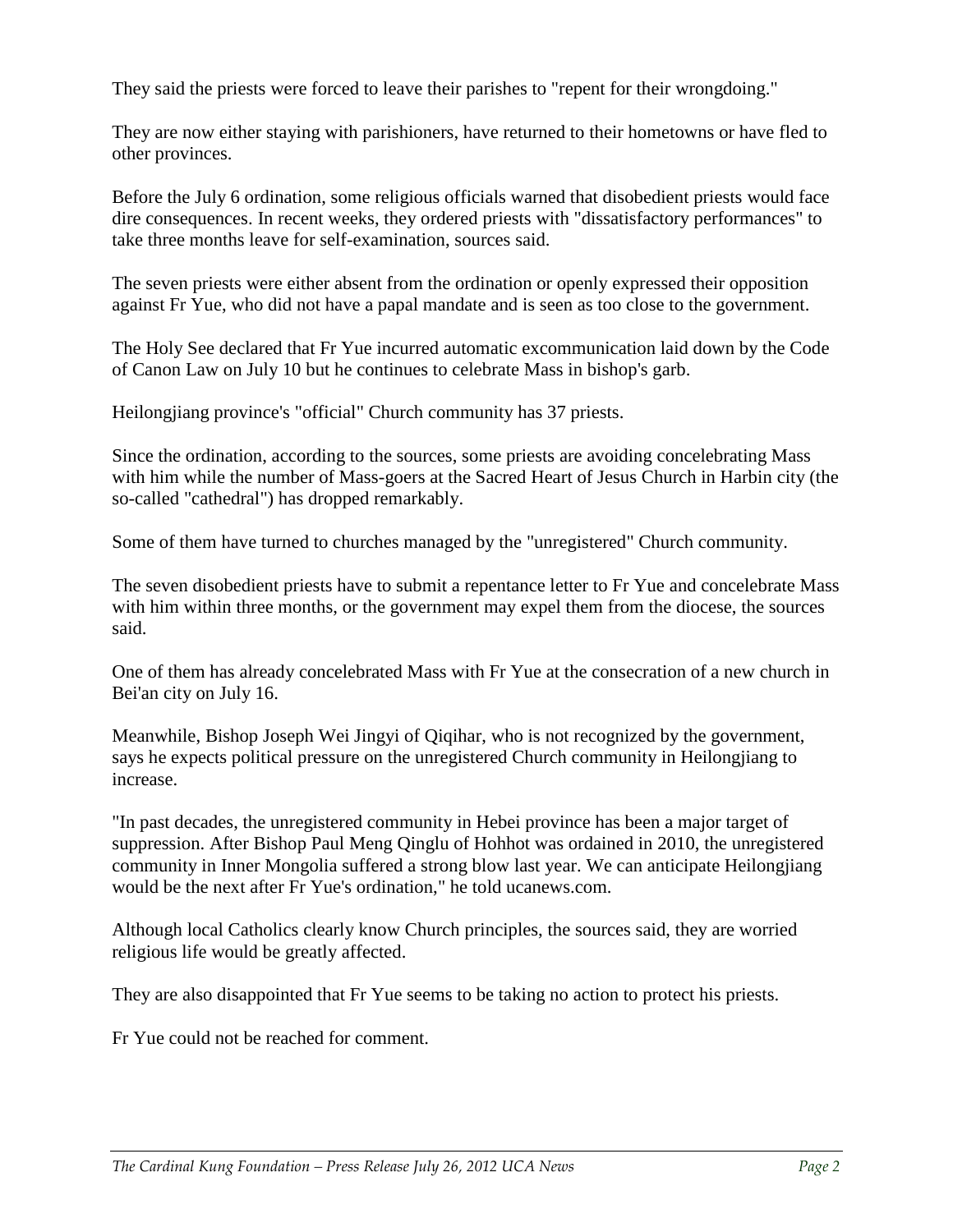They said the priests were forced to leave their parishes to "repent for their wrongdoing."

They are now either staying with parishioners, have returned to their hometowns or have fled to other provinces.

Before the July 6 ordination, some religious officials warned that disobedient priests would face dire consequences. In recent weeks, they ordered priests with "dissatisfactory performances" to take three months leave for self-examination, sources said.

The seven priests were either absent from the ordination or openly expressed their opposition against Fr Yue, who did not have a papal mandate and is seen as too close to the government.

The Holy See declared that Fr Yue incurred automatic excommunication laid down by the Code of Canon Law on July 10 but he continues to celebrate Mass in bishop's garb.

Heilongjiang province's "official" Church community has 37 priests.

Since the ordination, according to the sources, some priests are avoiding concelebrating Mass with him while the number of Mass-goers at the Sacred Heart of Jesus Church in Harbin city (the so-called "cathedral") has dropped remarkably.

Some of them have turned to churches managed by the "unregistered" Church community.

The seven disobedient priests have to submit a repentance letter to Fr Yue and concelebrate Mass with him within three months, or the government may expel them from the diocese, the sources said.

One of them has already concelebrated Mass with Fr Yue at the consecration of a new church in Bei'an city on July 16.

Meanwhile, Bishop Joseph Wei Jingyi of Qiqihar, who is not recognized by the government, says he expects political pressure on the unregistered Church community in Heilongjiang to increase.

"In past decades, the unregistered community in Hebei province has been a major target of suppression. After Bishop Paul Meng Qinglu of Hohhot was ordained in 2010, the unregistered community in Inner Mongolia suffered a strong blow last year. We can anticipate Heilongjiang would be the next after Fr Yue's ordination," he told ucanews.com.

Although local Catholics clearly know Church principles, the sources said, they are worried religious life would be greatly affected.

They are also disappointed that Fr Yue seems to be taking no action to protect his priests.

Fr Yue could not be reached for comment.